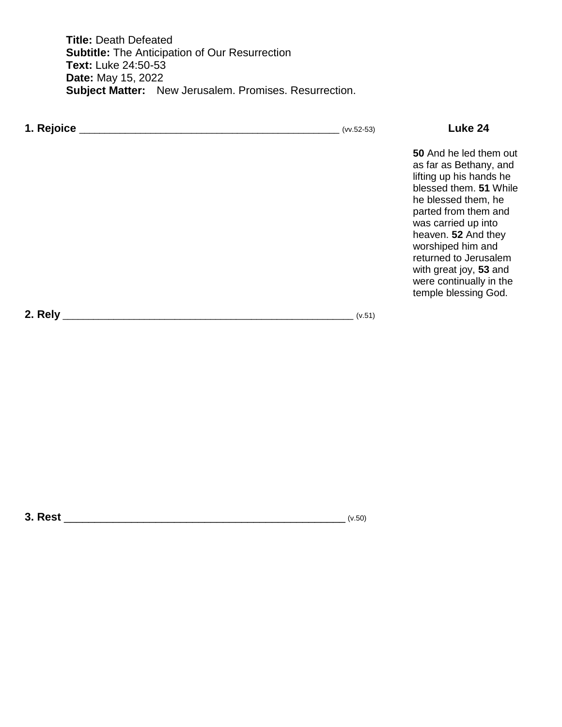**Title:** Death Defeated
**Subtitle:** The Anticipation of Our Resurrection
**Text:** Luke 24:50-53
**Date:** May 15, 2022
**Subject Matter:** New Jerusalem. Promises. Resurrection.

**1. Rejoice** _____________________________________________ (vv.52-53)

**2. Rely** __________________________________________________ (v.51)

**3. Rest** ________________________________________________ (v.50)

**Luke 24**

**50** And he led them out as far as Bethany, and lifting up his hands he blessed them. **51** While he blessed them, he parted from them and was carried up into heaven. **52** And they worshiped him and returned to Jerusalem with great joy, **53** and were continually in the temple blessing God.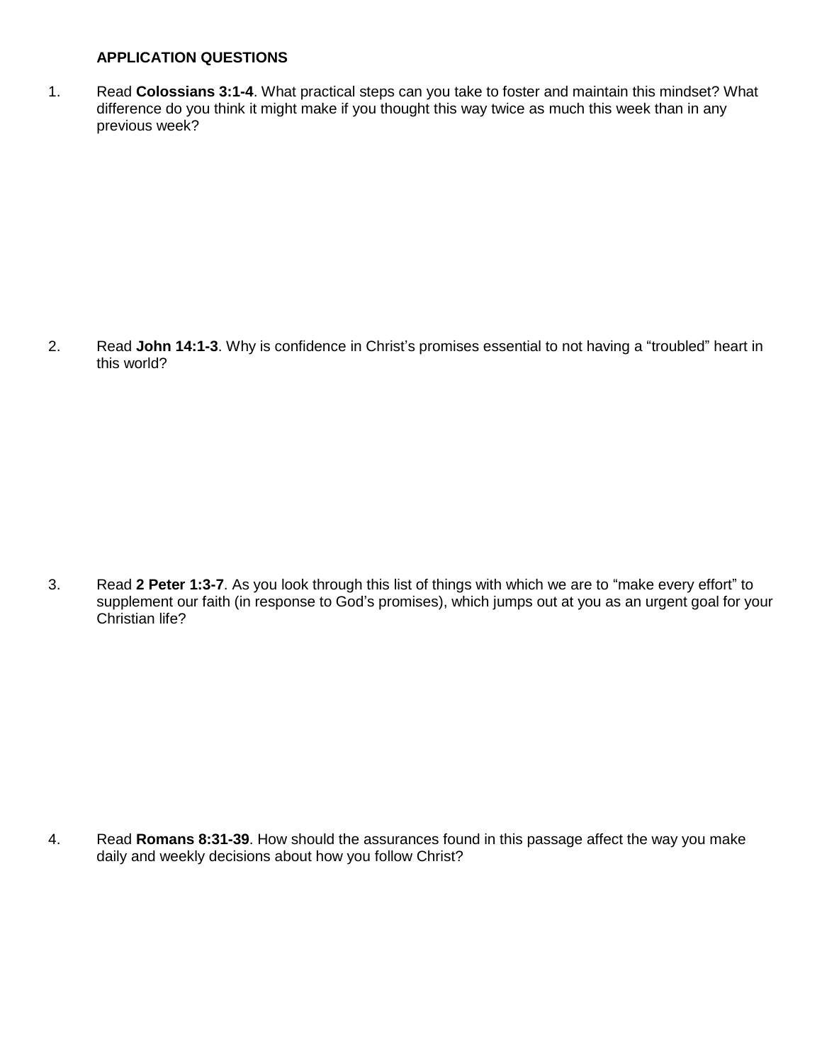**APPLICATION QUESTIONS**

1. Read **Colossians 3:1-4**. What practical steps can you take to foster and maintain this mindset? What difference do you think it might make if you thought this way twice as much this week than in any previous week?

2. Read **John 14:1-3**. Why is confidence in Christ's promises essential to not having a "troubled" heart in this world?

3. Read **2 Peter 1:3-7**. As you look through this list of things with which we are to "make every effort" to supplement our faith (in response to God's promises), which jumps out at you as an urgent goal for your Christian life?

4. Read **Romans 8:31-39**. How should the assurances found in this passage affect the way you make daily and weekly decisions about how you follow Christ?